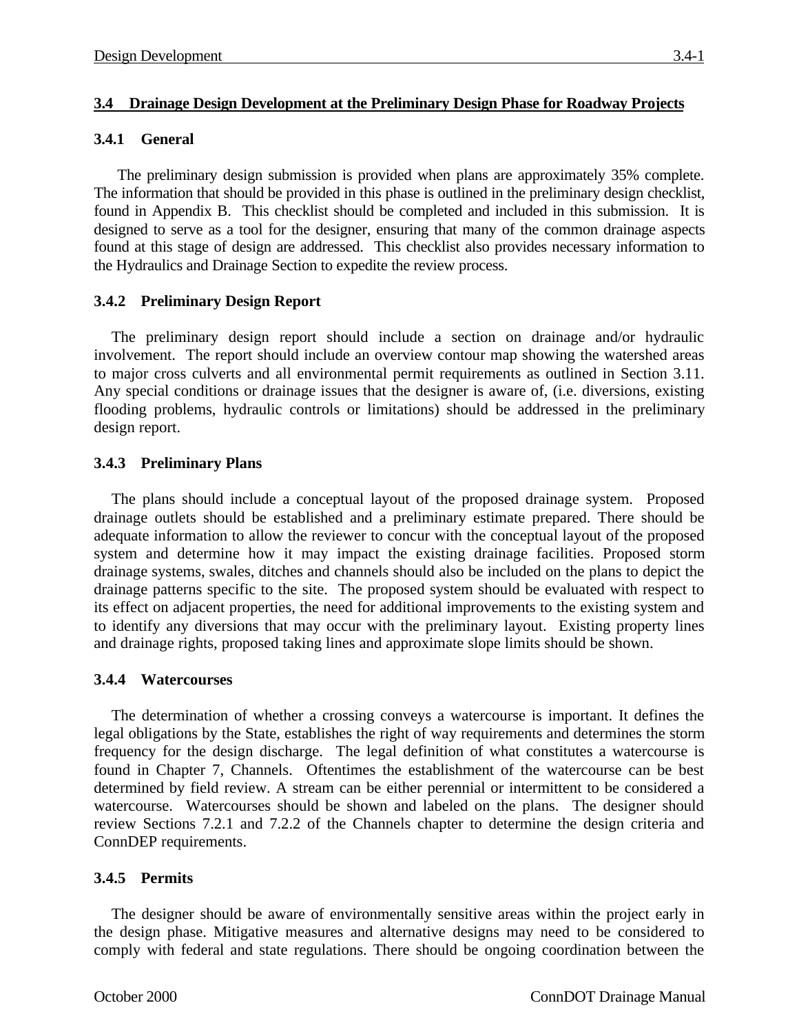## 3.4 Drainage Design Development at the Preliminary Design Phase for Roadway Projects

### 3.4.1 General

The preliminary design submission is provided when plans are approximately 35% complete. The information that should be provided in this phase is outlined in the preliminary design checklist, found in Appendix B. This checklist should be completed and included in this submission. It is designed to serve as a tool for the designer, ensuring that many of the common drainage aspects found at this stage of design are addressed. This checklist also provides necessary information to the Hydraulics and Drainage Section to expedite the review process.

### 3.4.2 Preliminary Design Report

The preliminary design report should include a section on drainage and/or hydraulic involvement. The report should include an overview contour map showing the watershed areas to major cross culverts and all environmental permit requirements as outlined in Section 3.11. Any special conditions or drainage issues that the designer is aware of, (i.e. diversions, existing flooding problems, hydraulic controls or limitations) should be addressed in the preliminary design report.

### 3.4.3 Preliminary Plans

The plans should include a conceptual layout of the proposed drainage system. Proposed drainage outlets should be established and a preliminary estimate prepared. There should be adequate information to allow the reviewer to concur with the conceptual layout of the proposed system and determine how it may impact the existing drainage facilities. Proposed storm drainage systems, swales, ditches and channels should also be included on the plans to depict the drainage patterns specific to the site. The proposed system should be evaluated with respect to its effect on adjacent properties, the need for additional improvements to the existing system and to identify any diversions that may occur with the preliminary layout. Existing property lines and drainage rights, proposed taking lines and approximate slope limits should be shown.

### 3.4.4 Watercourses

The determination of whether a crossing conveys a watercourse is important. It defines the legal obligations by the State, establishes the right of way requirements and determines the storm frequency for the design discharge. The legal definition of what constitutes a watercourse is found in Chapter 7, Channels. Oftentimes the establishment of the watercourse can be best determined by field review. A stream can be either perennial or intermittent to be considered a watercourse. Watercourses should be shown and labeled on the plans. The designer should review Sections 7.2.1 and 7.2.2 of the Channels chapter to determine the design criteria and ConnDEP requirements.

### 3.4.5 Permits

The designer should be aware of environmentally sensitive areas within the project early in the design phase. Mitigative measures and alternative designs may need to be considered to comply with federal and state regulations. There should be ongoing coordination between the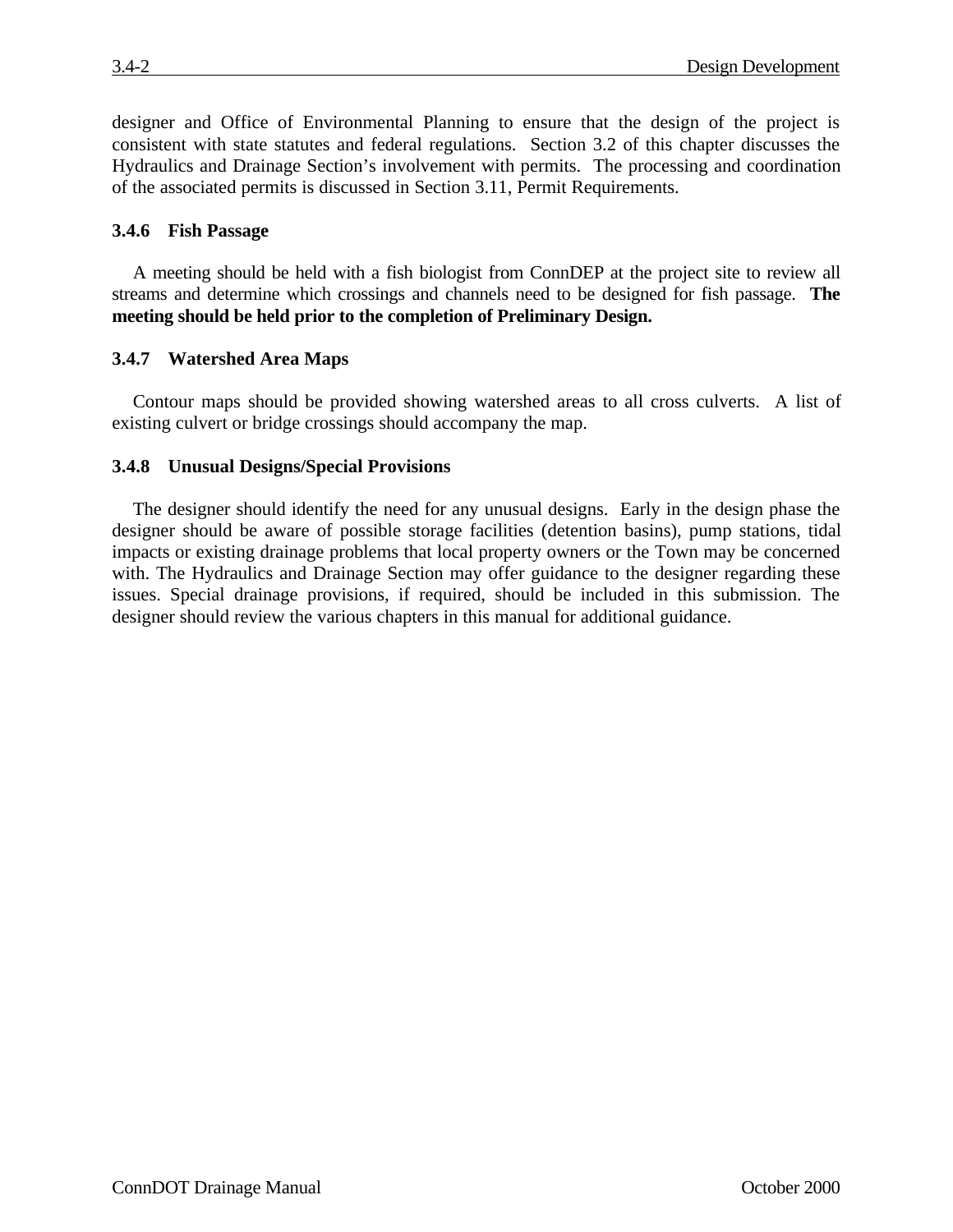designer and Office of Environmental Planning to ensure that the design of the project is consistent with state statutes and federal regulations. Section 3.2 of this chapter discusses the Hydraulics and Drainage Section's involvement with permits. The processing and coordination of the associated permits is discussed in Section 3.11, Permit Requirements.

### 3.4.6 Fish Passage

A meeting should be held with a fish biologist from ConnDEP at the project site to review all streams and determine which crossings and channels need to be designed for fish passage. **The meeting should be held prior to the completion of Preliminary Design.**

### 3.4.7 Watershed Area Maps

Contour maps should be provided showing watershed areas to all cross culverts. A list of existing culvert or bridge crossings should accompany the map.

### 3.4.8 Unusual Designs/Special Provisions

The designer should identify the need for any unusual designs. Early in the design phase the designer should be aware of possible storage facilities (detention basins), pump stations, tidal impacts or existing drainage problems that local property owners or the Town may be concerned with. The Hydraulics and Drainage Section may offer guidance to the designer regarding these issues. Special drainage provisions, if required, should be included in this submission. The designer should review the various chapters in this manual for additional guidance.